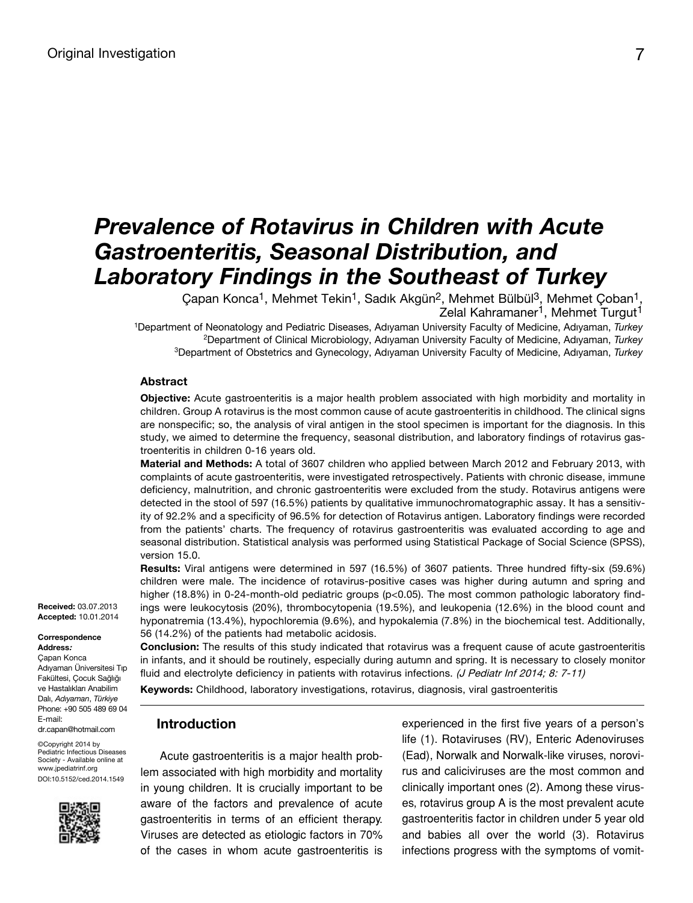Original Investigation

# Prevalence of Rotavirus in Children with Acute Gastroenteritis, Seasonal Distribution, and Laboratory Findings in the Southeast of Turkey

Çapan Konca[1], Mehmet Tekin[1], Sadık Akgün[2], Mehmet Bülbül[3], Mehmet Çoban[1], Zelal Kahramaner[1], Mehmet Turgut[1]

[1]Department of Neonatology and Pediatric Diseases, Adıyaman University Faculty of Medicine, Adıyaman, *Turkey*
[2]Department of Clinical Microbiology, Adıyaman University Faculty of Medicine, Adıyaman, *Turkey*
[3]Department of Obstetrics and Gynecology, Adıyaman University Faculty of Medicine, Adıyaman, *Turkey*

## Abstract

**Objective:** Acute gastroenteritis is a major health problem associated with high morbidity and mortality in children. Group A rotavirus is the most common cause of acute gastroenteritis in childhood. The clinical signs are nonspecific; so, the analysis of viral antigen in the stool specimen is important for the diagnosis. In this study, we aimed to determine the frequency, seasonal distribution, and laboratory findings of rotavirus gastroenteritis in children 0-16 years old.

**Material and Methods:** A total of 3607 children who applied between March 2012 and February 2013, with complaints of acute gastroenteritis, were investigated retrospectively. Patients with chronic disease, immune deficiency, malnutrition, and chronic gastroenteritis were excluded from the study. Rotavirus antigens were detected in the stool of 597 (16.5%) patients by qualitative immunochromatographic assay. It has a sensitivity of 92.2% and a specificity of 96.5% for detection of Rotavirus antigen. Laboratory findings were recorded from the patients' charts. The frequency of rotavirus gastroenteritis was evaluated according to age and seasonal distribution. Statistical analysis was performed using Statistical Package of Social Science (SPSS), version 15.0.

**Results:** Viral antigens were determined in 597 (16.5%) of 3607 patients. Three hundred fifty-six (59.6%) children were male. The incidence of rotavirus-positive cases was higher during autumn and spring and higher (18.8%) in 0-24-month-old pediatric groups ($p<0.05$). The most common pathologic laboratory findings were leukocytosis (20%), thrombocytopenia (19.5%), and leukopenia (12.6%) in the blood count and hyponatremia (13.4%), hypochloremia (9.6%), and hypokalemia (7.8%) in the biochemical test. Additionally, 56 (14.2%) of the patients had metabolic acidosis.

**Conclusion:** The results of this study indicated that rotavirus was a frequent cause of acute gastroenteritis in infants, and it should be routinely, especially during autumn and spring. It is necessary to closely monitor fluid and electrolyte deficiency in patients with rotavirus infections. *(J Pediatr Inf 2014; 8: 7-11)*

**Keywords:** Childhood, laboratory investigations, rotavirus, diagnosis, viral gastroenteritis

**Received:** 03.07.2013
**Accepted:** 10.01.2014

**Correspondence Address:**
Çapan Konca
Adıyaman Üniversitesi Tıp Fakültesi, Çocuk Sağlığı ve Hastalıkları Anabilim Dalı, *Adıyaman*, *Türkiye*
Phone: +90 505 489 69 04
E-mail: dr.capan@hotmail.com

©Copyright 2014 by Pediatric Infectious Diseases Society - Available online at www.jpediatrinf.org
DOI:10.5152/ced.2014.1549

## Introduction

Acute gastroenteritis is a major health problem associated with high morbidity and mortality in young children. It is crucially important to be aware of the factors and prevalence of acute gastroenteritis in terms of an efficient therapy. Viruses are detected as etiologic factors in 70% of the cases in whom acute gastroenteritis is experienced in the first five years of a person's life (1). Rotaviruses (RV), Enteric Adenoviruses (Ead), Norwalk and Norwalk-like viruses, norovirus and caliciviruses are the most common and clinically important ones (2). Among these viruses, rotavirus group A is the most prevalent acute gastroenteritis factor in children under 5 year old and babies all over the world (3). Rotavirus infections progress with the symptoms of vomit-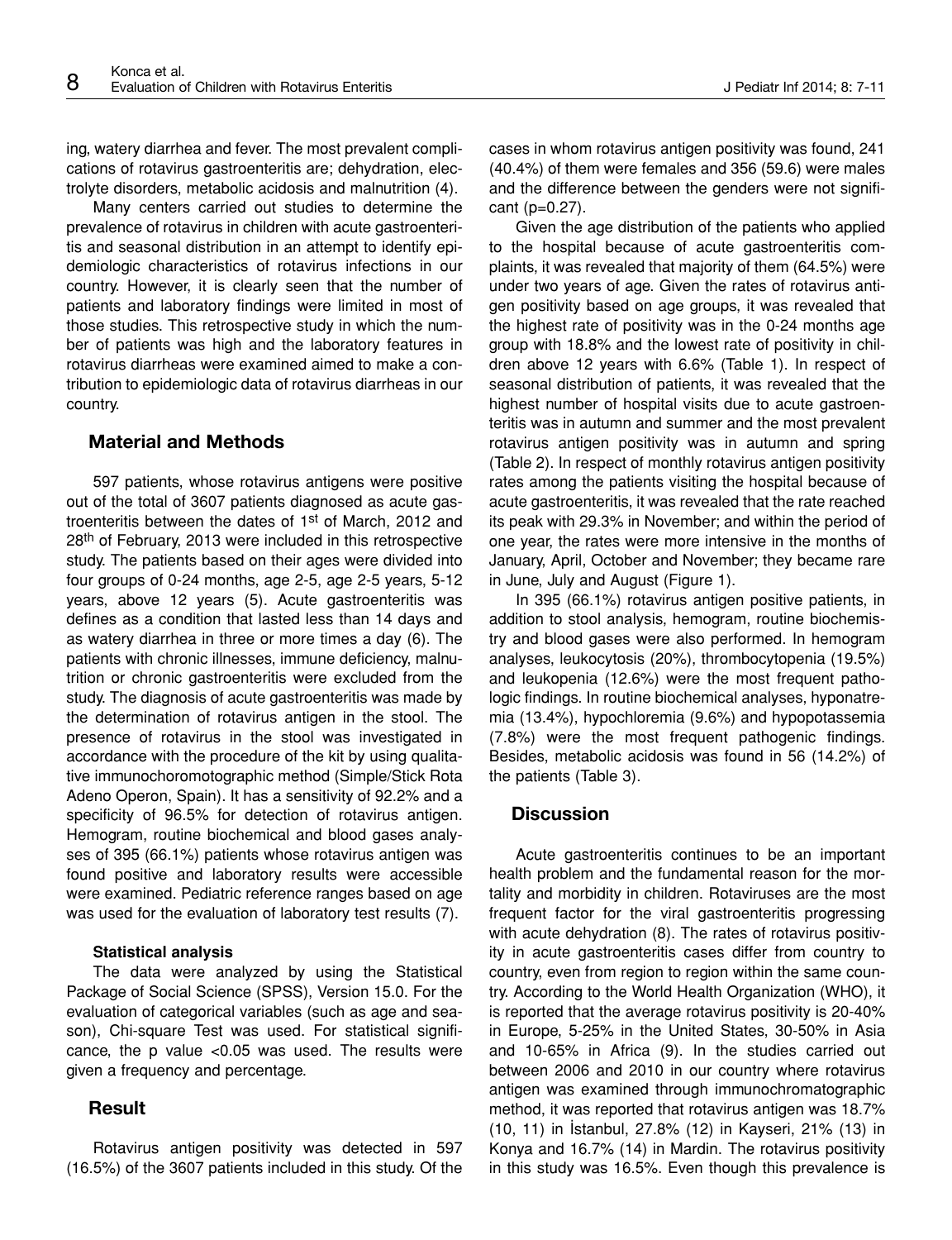ing, watery diarrhea and fever. The most prevalent complications of rotavirus gastroenteritis are; dehydration, electrolyte disorders, metabolic acidosis and malnutrition (4).

Many centers carried out studies to determine the prevalence of rotavirus in children with acute gastroenteritis and seasonal distribution in an attempt to identify epidemiologic characteristics of rotavirus infections in our country. However, it is clearly seen that the number of patients and laboratory findings were limited in most of those studies. This retrospective study in which the number of patients was high and the laboratory features in rotavirus diarrheas were examined aimed to make a contribution to epidemiologic data of rotavirus diarrheas in our country.

## Material and Methods

597 patients, whose rotavirus antigens were positive out of the total of 3607 patients diagnosed as acute gastroenteritis between the dates of 1st of March, 2012 and 28th of February, 2013 were included in this retrospective study. The patients based on their ages were divided into four groups of 0-24 months, age 2-5, age 2-5 years, 5-12 years, above 12 years (5). Acute gastroenteritis was defines as a condition that lasted less than 14 days and as watery diarrhea in three or more times a day (6). The patients with chronic illnesses, immune deficiency, malnutrition or chronic gastroenteritis were excluded from the study. The diagnosis of acute gastroenteritis was made by the determination of rotavirus antigen in the stool. The presence of rotavirus in the stool was investigated in accordance with the procedure of the kit by using qualitative immunochoromotographic method (Simple/Stick Rota Adeno Operon, Spain). It has a sensitivity of 92.2% and a specificity of 96.5% for detection of rotavirus antigen. Hemogram, routine biochemical and blood gases analyses of 395 (66.1%) patients whose rotavirus antigen was found positive and laboratory results were accessible were examined. Pediatric reference ranges based on age was used for the evaluation of laboratory test results (7).

### Statistical analysis

The data were analyzed by using the Statistical Package of Social Science (SPSS), Version 15.0. For the evaluation of categorical variables (such as age and season), Chi-square Test was used. For statistical significance, the p value <0.05 was used. The results were given a frequency and percentage.

## Result

Rotavirus antigen positivity was detected in 597 (16.5%) of the 3607 patients included in this study. Of the cases in whom rotavirus antigen positivity was found, 241 (40.4%) of them were females and 356 (59.6) were males and the difference between the genders were not significant (p=0.27).

Given the age distribution of the patients who applied to the hospital because of acute gastroenteritis complaints, it was revealed that majority of them (64.5%) were under two years of age. Given the rates of rotavirus antigen positivity based on age groups, it was revealed that the highest rate of positivity was in the 0-24 months age group with 18.8% and the lowest rate of positivity in children above 12 years with 6.6% (Table 1). In respect of seasonal distribution of patients, it was revealed that the highest number of hospital visits due to acute gastroenteritis was in autumn and summer and the most prevalent rotavirus antigen positivity was in autumn and spring (Table 2). In respect of monthly rotavirus antigen positivity rates among the patients visiting the hospital because of acute gastroenteritis, it was revealed that the rate reached its peak with 29.3% in November; and within the period of one year, the rates were more intensive in the months of January, April, October and November; they became rare in June, July and August (Figure 1).

In 395 (66.1%) rotavirus antigen positive patients, in addition to stool analysis, hemogram, routine biochemistry and blood gases were also performed. In hemogram analyses, leukocytosis (20%), thrombocytopenia (19.5%) and leukopenia (12.6%) were the most frequent pathologic findings. In routine biochemical analyses, hyponatremia (13.4%), hypochloremia (9.6%) and hypopotassemia (7.8%) were the most frequent pathogenic findings. Besides, metabolic acidosis was found in 56 (14.2%) of the patients (Table 3).

## Discussion

Acute gastroenteritis continues to be an important health problem and the fundamental reason for the mortality and morbidity in children. Rotaviruses are the most frequent factor for the viral gastroenteritis progressing with acute dehydration (8). The rates of rotavirus positivity in acute gastroenteritis cases differ from country to country, even from region to region within the same country. According to the World Health Organization (WHO), it is reported that the average rotavirus positivity is 20-40% in Europe, 5-25% in the United States, 30-50% in Asia and 10-65% in Africa (9). In the studies carried out between 2006 and 2010 in our country where rotavirus antigen was examined through immunochromatographic method, it was reported that rotavirus antigen was 18.7% (10, 11) in İstanbul, 27.8% (12) in Kayseri, 21% (13) in Konya and 16.7% (14) in Mardin. The rotavirus positivity in this study was 16.5%. Even though this prevalence is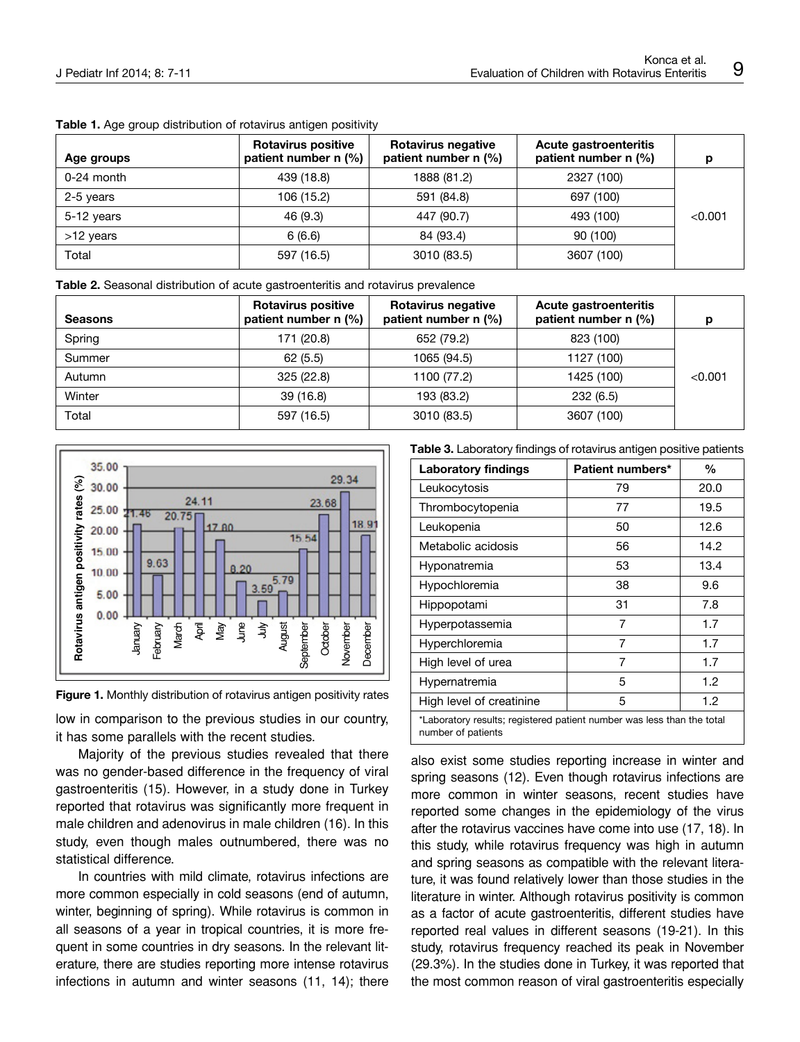**Table 1.** Age group distribution of rotavirus antigen positivity

| Age groups | Rotavirus positive patient number n (%) | Rotavirus negative patient number n (%) | Acute gastroenteritis patient number n (%) | p |
|---|---|---|---|---|
| 0-24 month | 439 (18.8) | 1888 (81.2) | 2327 (100) | <0.001 |
| 2-5 years | 106 (15.2) | 591 (84.8) | 697 (100) | |
| 5-12 years | 46 (9.3) | 447 (90.7) | 493 (100) | |
| >12 years | 6 (6.6) | 84 (93.4) | 90 (100) | |
| Total | 597 (16.5) | 3010 (83.5) | 3607 (100) | |

**Table 2.** Seasonal distribution of acute gastroenteritis and rotavirus prevalence

| Seasons | Rotavirus positive patient number n (%) | Rotavirus negative patient number n (%) | Acute gastroenteritis patient number n (%) | p |
|---|---|---|---|---|
| Spring | 171 (20.8) | 652 (79.2) | 823 (100) | <0.001 |
| Summer | 62 (5.5) | 1065 (94.5) | 1127 (100) | |
| Autumn | 325 (22.8) | 1100 (77.2) | 1425 (100) | |
| Winter | 39 (16.8) | 193 (83.2) | 232 (6.5) | |
| Total | 597 (16.5) | 3010 (83.5) | 3607 (100) | |

**Figure 1.** Monthly distribution of rotavirus antigen positivity rates

low in comparison to the previous studies in our country, it has some parallels with the recent studies.

Majority of the previous studies revealed that there was no gender-based difference in the frequency of viral gastroenteritis (15). However, in a study done in Turkey reported that rotavirus was significantly more frequent in male children and adenovirus in male children (16). In this study, even though males outnumbered, there was no statistical difference.

In countries with mild climate, rotavirus infections are more common especially in cold seasons (end of autumn, winter, beginning of spring). While rotavirus is common in all seasons of a year in tropical countries, it is more frequent in some countries in dry seasons. In the relevant literature, there are studies reporting more intense rotavirus infections in autumn and winter seasons (11, 14); there also exist some studies reporting increase in winter and spring seasons (12). Even though rotavirus infections are more common in winter seasons, recent studies have reported some changes in the epidemiology of the virus after the rotavirus vaccines have come into use (17, 18). In this study, while rotavirus frequency was high in autumn and spring seasons as compatible with the relevant literature, it was found relatively lower than those studies in the literature in winter. Although rotavirus positivity is common as a factor of acute gastroenteritis, different studies have reported real values in different seasons (19-21). In this study, rotavirus frequency reached its peak in November (29.3%). In the studies done in Turkey, it was reported that the most common reason of viral gastroenteritis especially

**Table 3.** Laboratory findings of rotavirus antigen positive patients

| Laboratory findings | Patient numbers* | % |
|---|---|---|
| Leukocytosis | 79 | 20.0 |
| Thrombocytopenia | 77 | 19.5 |
| Leukopenia | 50 | 12.6 |
| Metabolic acidosis | 56 | 14.2 |
| Hyponatremia | 53 | 13.4 |
| Hypochloremia | 38 | 9.6 |
| Hippopotami | 31 | 7.8 |
| Hyperpotassemia | 7 | 1.7 |
| Hyperchloremia | 7 | 1.7 |
| High level of urea | 7 | 1.7 |
| Hypernatremia | 5 | 1.2 |
| High level of creatinine | 5 | 1.2 |

*Laboratory results; registered patient number was less than the total number of patients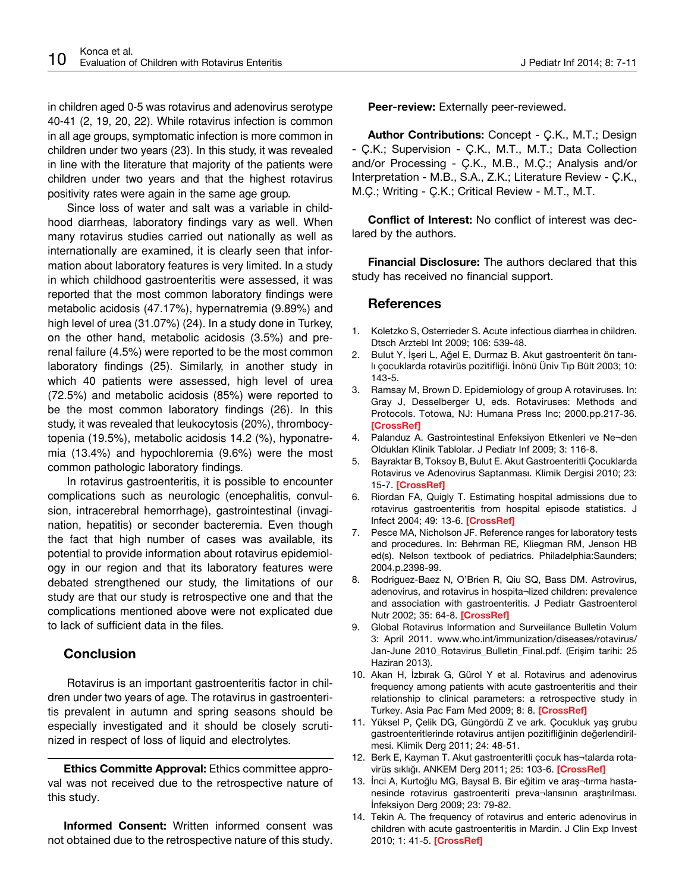in children aged 0-5 was rotavirus and adenovirus serotype 40-41 (2, 19, 20, 22). While rotavirus infection is common in all age groups, symptomatic infection is more common in children under two years (23). In this study, it was revealed in line with the literature that majority of the patients were children under two years and that the highest rotavirus positivity rates were again in the same age group.

Since loss of water and salt was a variable in childhood diarrheas, laboratory findings vary as well. When many rotavirus studies carried out nationally as well as internationally are examined, it is clearly seen that information about laboratory features is very limited. In a study in which childhood gastroenteritis were assessed, it was reported that the most common laboratory findings were metabolic acidosis (47.17%), hypernatremia (9.89%) and high level of urea (31.07%) (24). In a study done in Turkey, on the other hand, metabolic acidosis (3.5%) and prerenal failure (4.5%) were reported to be the most common laboratory findings (25). Similarly, in another study in which 40 patients were assessed, high level of urea (72.5%) and metabolic acidosis (85%) were reported to be the most common laboratory findings (26). In this study, it was revealed that leukocytosis (20%), thrombocytopenia (19.5%), metabolic acidosis 14.2 (%), hyponatremia (13.4%) and hypochloremia (9.6%) were the most common pathologic laboratory findings.

In rotavirus gastroenteritis, it is possible to encounter complications such as neurologic (encephalitis, convulsion, intracerebral hemorrhage), gastrointestinal (invagination, hepatitis) or seconder bacteremia. Even though the fact that high number of cases was available, its potential to provide information about rotavirus epidemiology in our region and that its laboratory features were debated strengthened our study, the limitations of our study are that our study is retrospective one and that the complications mentioned above were not explicated due to lack of sufficient data in the files.

## Conclusion

Rotavirus is an important gastroenteritis factor in children under two years of age. The rotavirus in gastroenteritis prevalent in autumn and spring seasons should be especially investigated and it should be closely scrutinized in respect of loss of liquid and electrolytes.

---

**Ethics Committe Approval:** Ethics committee approval was not received due to the retrospective nature of this study.

**Informed Consent:** Written informed consent was not obtained due to the retrospective nature of this study.

**Peer-review:** Externally peer-reviewed.

**Author Contributions:** Concept - Ç.K., M.T.; Design - Ç.K.; Supervision - Ç.K., M.T., M.T.; Data Collection and/or Processing - Ç.K., M.B., M.Ç.; Analysis and/or Interpretation - M.B., S.A., Z.K.; Literature Review - Ç.K., M.Ç.; Writing - Ç.K.; Critical Review - M.T., M.T.

**Conflict of Interest:** No conflict of interest was declared by the authors.

**Financial Disclosure:** The authors declared that this study has received no financial support.

## References

1. Koletzko S, Osterrieder S. Acute infectious diarrhea in children. Dtsch Arztebl Int 2009; 106: 539-48.
2. Bulut Y, İşeri L, Ağel E, Durmaz B. Akut gastroenterit ön tanılı çocuklarda rotavirüs pozitifliği. İnönü Üniv Tıp Bült 2003; 10: 143-5.
3. Ramsay M, Brown D. Epidemiology of group A rotaviruses. In: Gray J, Desselberger U, eds. Rotaviruses: Methods and Protocols. Totowa, NJ: Humana Press Inc; 2000.pp.217-36. [CrossRef]
4. Palanduz A. Gastrointestinal Enfeksiyon Etkenleri ve Ne¬den Oldukları Klinik Tablolar. J Pediatr Inf 2009; 3: 116-8.
5. Bayraktar B, Toksoy B, Bulut E. Akut Gastroenteritli Çocuklarda Rotavirus ve Adenovirus Saptanması. Klimik Dergisi 2010; 23: 15-7. [CrossRef]
6. Riordan FA, Quigly T. Estimating hospital admissions due to rotavirus gastroenteritis from hospital episode statistics. J Infect 2004; 49: 13-6. [CrossRef]
7. Pesce MA, Nicholson JF. Reference ranges for laboratory tests and procedures. In: Behrman RE, Kliegman RM, Jenson HB ed(s). Nelson textbook of pediatrics. Philadelphia:Saunders; 2004.p.2398-99.
8. Rodriguez-Baez N, O'Brien R, Qiu SQ, Bass DM. Astrovirus, adenovirus, and rotavirus in hospita¬lized children: prevalence and association with gastroenteritis. J Pediatr Gastroenterol Nutr 2002; 35: 64-8. [CrossRef]
9. Global Rotavirus Information and Surveiilance Bulletin Volum 3: April 2011. www.who.int/immunization/diseases/rotavirus/Jan-June 2010_Rotavirus_Bulletin_Final.pdf. (Erişim tarihi: 25 Haziran 2013).
10. Akan H, İzbırak G, Gürol Y et al. Rotavirus and adenovirus frequency among patients with acute gastroenteritis and their relationship to clinical parameters: a retrospective study in Turkey. Asia Pac Fam Med 2009; 8: 8. [CrossRef]
11. Yüksel P, Çelik DG, Güngördü Z ve ark. Çocukluk yaş grubu gastroenteritlerinde rotavirus antijen pozitifliğinin değerlendirilmesi. Klimik Derg 2011; 24: 48-51.
12. Berk E, Kayman T. Akut gastroenteritli çocuk has¬talarda rotavirüs sıklığı. ANKEM Derg 2011; 25: 103-6. [CrossRef]
13. İnci A, Kurtoğlu MG, Baysal B. Bir eğitim ve araş¬tırma hastanesinde rotavirus gastroenteriti preva¬lansının araştırılması. İnfeksiyon Derg 2009; 23: 79-82.
14. Tekin A. The frequency of rotavirus and enteric adenovirus in children with acute gastroenteritis in Mardin. J Clin Exp Invest 2010; 1: 41-5. [CrossRef]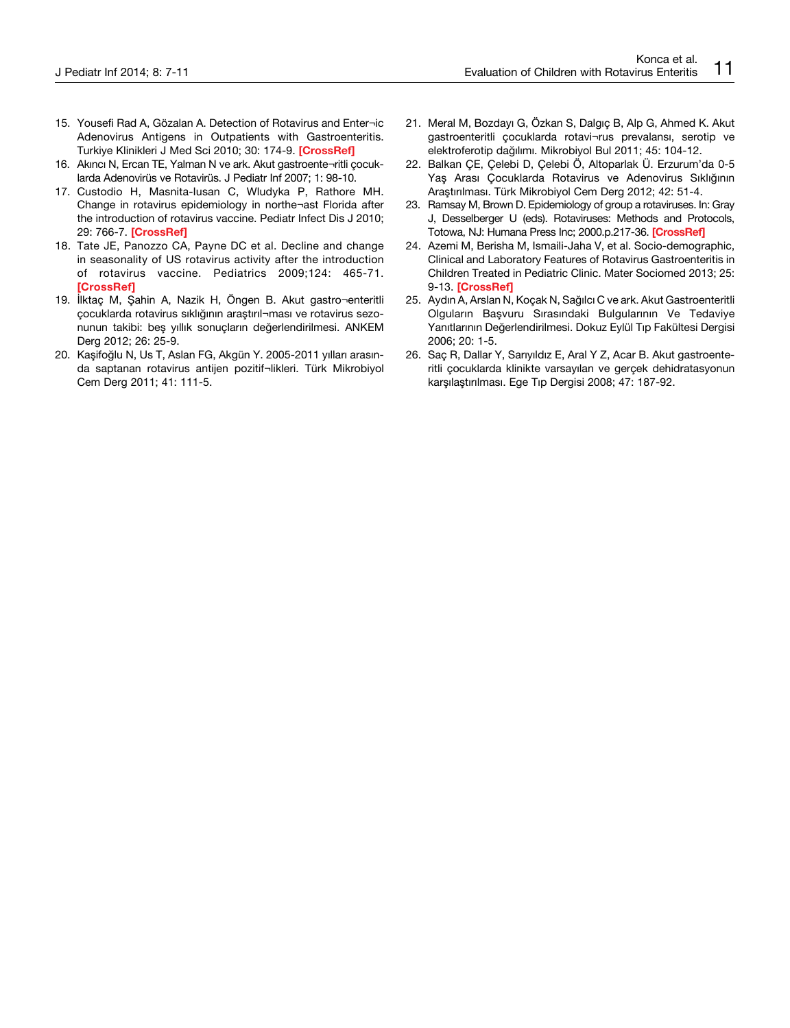15. Yousefi Rad A, Gözalan A. Detection of Rotavirus and Enter¬ic Adenovirus Antigens in Outpatients with Gastroenteritis. Turkiye Klinikleri J Med Sci 2010; 30: 174-9. [CrossRef]
16. Akıncı N, Ercan TE, Yalman N ve ark. Akut gastroente¬ritli çocuklarda Adenovirüs ve Rotavirüs. J Pediatr Inf 2007; 1: 98-10.
17. Custodio H, Masnita-Iusan C, Wludyka P, Rathore MH. Change in rotavirus epidemiology in northe¬ast Florida after the introduction of rotavirus vaccine. Pediatr Infect Dis J 2010; 29: 766-7. [CrossRef]
18. Tate JE, Panozzo CA, Payne DC et al. Decline and change in seasonality of US rotavirus activity after the introduction of rotavirus vaccine. Pediatrics 2009;124: 465-71. [CrossRef]
19. İlktaç M, Şahin A, Nazik H, Öngen B. Akut gastro¬enteritli çocuklarda rotavirus sıklığının araştırıl¬ması ve rotavirus sezonunun takibi: beş yıllık sonuçların değerlendirilmesi. ANKEM Derg 2012; 26: 25-9.
20. Kaşifoğlu N, Us T, Aslan FG, Akgün Y. 2005-2011 yılları arasında saptanan rotavirus antijen pozitif¬likleri. Türk Mikrobiyol Cem Derg 2011; 41: 111-5.
21. Meral M, Bozdayı G, Özkan S, Dalgıç B, Alp G, Ahmed K. Akut gastroenteritli çocuklarda rotavi¬rus prevalansı, serotip ve elektroferotip dağılımı. Mikrobiyol Bul 2011; 45: 104-12.
22. Balkan ÇE, Çelebi D, Çelebi Ö, Altoparlak Ü. Erzurum'da 0-5 Yaş Arası Çocuklarda Rotavirus ve Adenovirus Sıklığının Araştırılması. Türk Mikrobiyol Cem Derg 2012; 42: 51-4.
23. Ramsay M, Brown D. Epidemiology of group a rotaviruses. In: Gray J, Desselberger U (eds). Rotaviruses: Methods and Protocols, Totowa, NJ: Humana Press Inc; 2000.p.217-36. [CrossRef]
24. Azemi M, Berisha M, Ismaili-Jaha V, et al. Socio-demographic, Clinical and Laboratory Features of Rotavirus Gastroenteritis in Children Treated in Pediatric Clinic. Mater Sociomed 2013; 25: 9-13. [CrossRef]
25. Aydın A, Arslan N, Koçak N, Sağılcı C ve ark. Akut Gastroenteritli Olguların Başvuru Sırasındaki Bulgularının Ve Tedaviye Yanıtlarının Değerlendirilmesi. Dokuz Eylül Tıp Fakültesi Dergisi 2006; 20: 1-5.
26. Saç R, Dallar Y, Sarıyıldız E, Aral Y Z, Acar B. Akut gastroenteritli çocuklarda klinikte varsayılan ve gerçek dehidratasyonun karşılaştırılması. Ege Tıp Dergisi 2008; 47: 187-92.